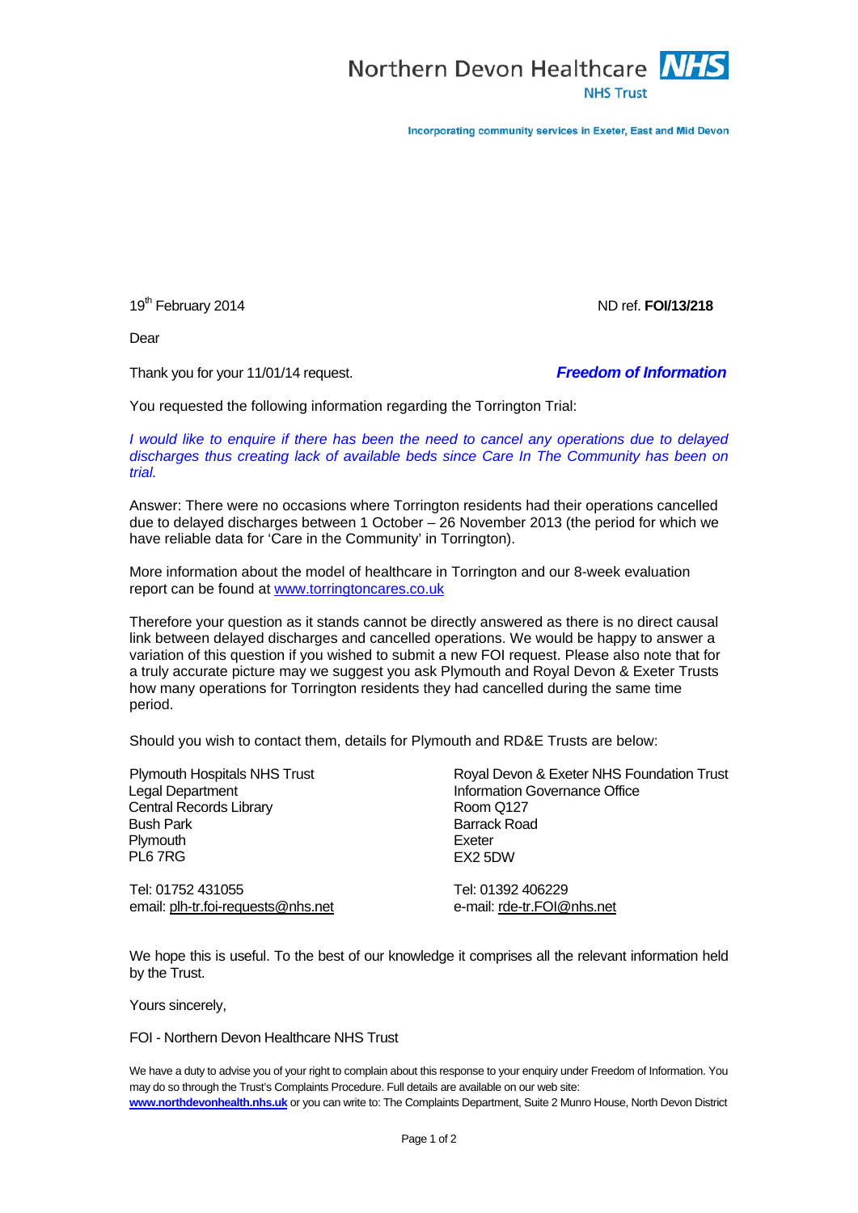Northern Devon Healthcare **NHS**
NHS Trust

Incorporating community services in Exeter, East and Mid Devon

19th February 2014

ND ref. **FOI/13/218**

Dear

Thank you for your 11/01/14 request.

***Freedom of Information***

You requested the following information regarding the Torrington Trial:

*I would like to enquire if there has been the need to cancel any operations due to delayed discharges thus creating lack of available beds since Care In The Community has been on trial.*

Answer: There were no occasions where Torrington residents had their operations cancelled due to delayed discharges between 1 October – 26 November 2013 (the period for which we have reliable data for 'Care in the Community' in Torrington).

More information about the model of healthcare in Torrington and our 8-week evaluation report can be found at www.torringtoncares.co.uk

Therefore your question as it stands cannot be directly answered as there is no direct causal link between delayed discharges and cancelled operations. We would be happy to answer a variation of this question if you wished to submit a new FOI request. Please also note that for a truly accurate picture may we suggest you ask Plymouth and Royal Devon & Exeter Trusts how many operations for Torrington residents they had cancelled during the same time period.

Should you wish to contact them, details for Plymouth and RD&E Trusts are below:

Plymouth Hospitals NHS Trust
Legal Department
Central Records Library
Bush Park
Plymouth
PL6 7RG

Tel: 01752 431055
email: plh-tr.foi-requests@nhs.net

Royal Devon & Exeter NHS Foundation Trust
Information Governance Office
Room Q127
Barrack Road
Exeter
EX2 5DW

Tel: 01392 406229
e-mail: rde-tr.FOI@nhs.net

We hope this is useful. To the best of our knowledge it comprises all the relevant information held by the Trust.

Yours sincerely,

FOI - Northern Devon Healthcare NHS Trust

We have a duty to advise you of your right to complain about this response to your enquiry under Freedom of Information. You may do so through the Trust's Complaints Procedure. Full details are available on our web site: **www.northdevonhealth.nhs.uk** or you can write to: The Complaints Department, Suite 2 Munro House, North Devon District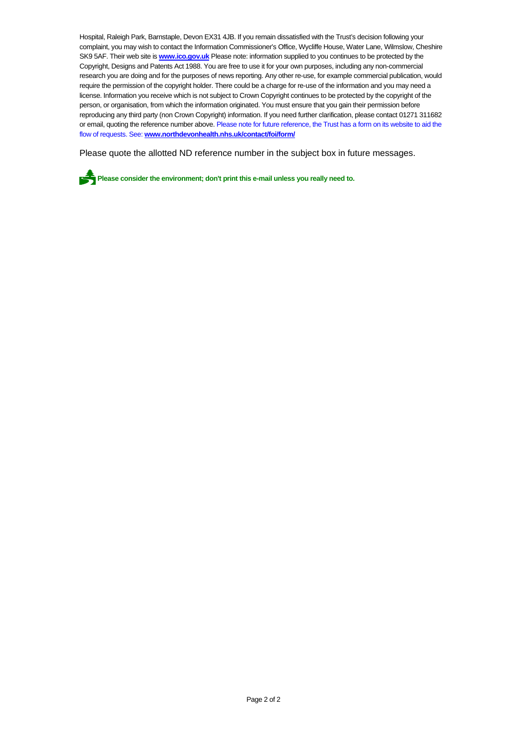Hospital, Raleigh Park, Barnstaple, Devon EX31 4JB. If you remain dissatisfied with the Trust's decision following your complaint, you may wish to contact the Information Commissioner's Office, Wycliffe House, Water Lane, Wilmslow, Cheshire SK9 5AF. Their web site is **www.ico.gov.uk** Please note: information supplied to you continues to be protected by the Copyright, Designs and Patents Act 1988. You are free to use it for your own purposes, including any non-commercial research you are doing and for the purposes of news reporting. Any other re-use, for example commercial publication, would require the permission of the copyright holder. There could be a charge for re-use of the information and you may need a license. Information you receive which is not subject to Crown Copyright continues to be protected by the copyright of the person, or organisation, from which the information originated. You must ensure that you gain their permission before reproducing any third party (non Crown Copyright) information. If you need further clarification, please contact 01271 311682 or email, quoting the reference number above. Please note for future reference, the Trust has a form on its website to aid the flow of requests. See: **www.northdevonhealth.nhs.uk/contact/foi/form/**

Please quote the allotted ND reference number in the subject box in future messages.

**Please consider the environment; don't print this e-mail unless you really need to.**